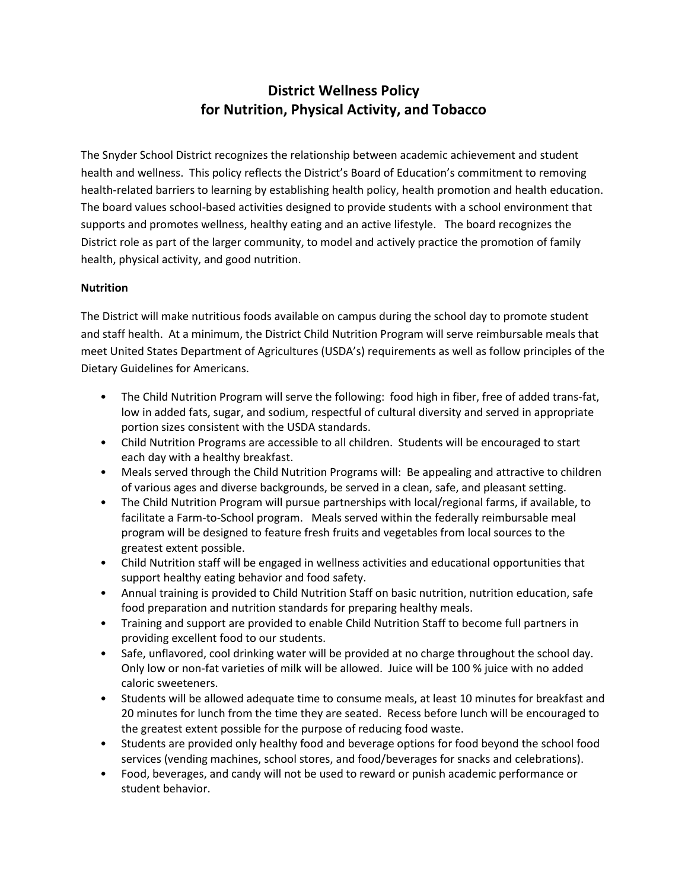# District Wellness Policy for Nutrition, Physical Activity, and Tobacco

The Snyder School District recognizes the relationship between academic achievement and student health and wellness. This policy reflects the District's Board of Education's commitment to removing health-related barriers to learning by establishing health policy, health promotion and health education. The board values school-based activities designed to provide students with a school environment that supports and promotes wellness, healthy eating and an active lifestyle. The board recognizes the District role as part of the larger community, to model and actively practice the promotion of family health, physical activity, and good nutrition.

**Nutrition**

The District will make nutritious foods available on campus during the school day to promote student and staff health. At a minimum, the District Child Nutrition Program will serve reimbursable meals that meet United States Department of Agricultures (USDA's) requirements as well as follow principles of the Dietary Guidelines for Americans.

- The Child Nutrition Program will serve the following: food high in fiber, free of added trans-fat, low in added fats, sugar, and sodium, respectful of cultural diversity and served in appropriate portion sizes consistent with the USDA standards.
- Child Nutrition Programs are accessible to all children. Students will be encouraged to start each day with a healthy breakfast.
- Meals served through the Child Nutrition Programs will: Be appealing and attractive to children of various ages and diverse backgrounds, be served in a clean, safe, and pleasant setting.
- The Child Nutrition Program will pursue partnerships with local/regional farms, if available, to facilitate a Farm-to-School program. Meals served within the federally reimbursable meal program will be designed to feature fresh fruits and vegetables from local sources to the greatest extent possible.
- Child Nutrition staff will be engaged in wellness activities and educational opportunities that support healthy eating behavior and food safety.
- Annual training is provided to Child Nutrition Staff on basic nutrition, nutrition education, safe food preparation and nutrition standards for preparing healthy meals.
- Training and support are provided to enable Child Nutrition Staff to become full partners in providing excellent food to our students.
- Safe, unflavored, cool drinking water will be provided at no charge throughout the school day. Only low or non-fat varieties of milk will be allowed. Juice will be 100 % juice with no added caloric sweeteners.
- Students will be allowed adequate time to consume meals, at least 10 minutes for breakfast and 20 minutes for lunch from the time they are seated. Recess before lunch will be encouraged to the greatest extent possible for the purpose of reducing food waste.
- Students are provided only healthy food and beverage options for food beyond the school food services (vending machines, school stores, and food/beverages for snacks and celebrations).
- Food, beverages, and candy will not be used to reward or punish academic performance or student behavior.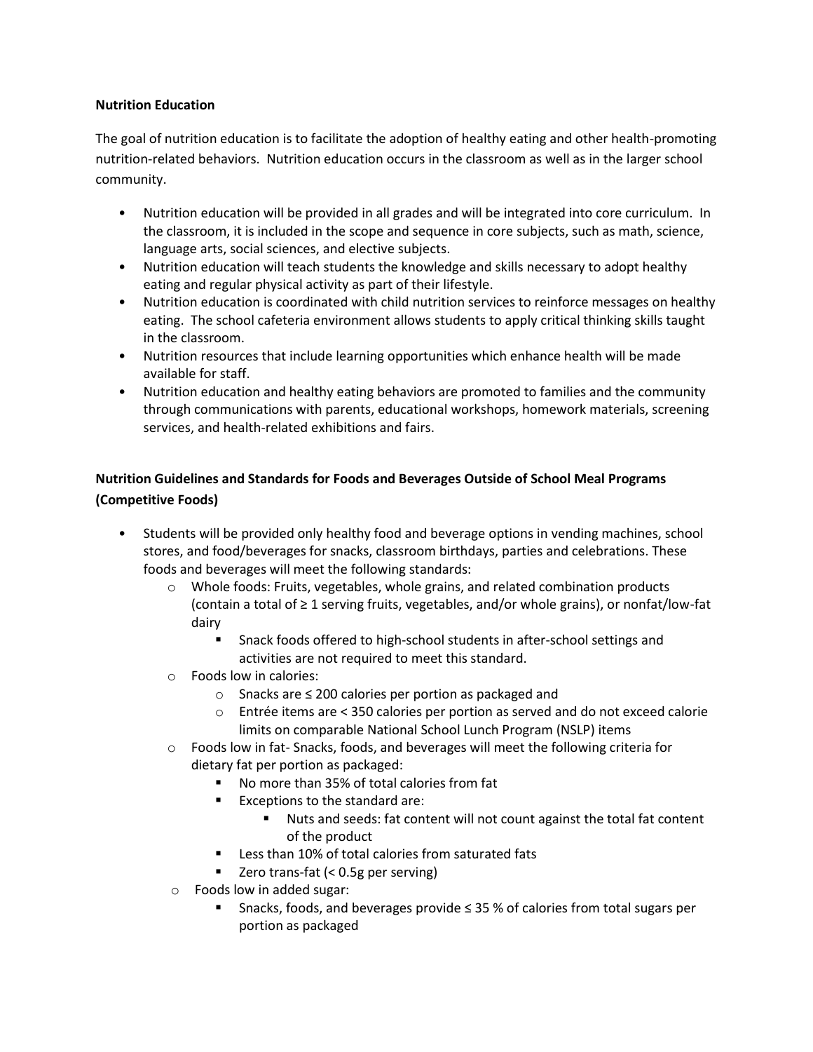**Nutrition Education**

The goal of nutrition education is to facilitate the adoption of healthy eating and other health-promoting nutrition-related behaviors. Nutrition education occurs in the classroom as well as in the larger school community.

- Nutrition education will be provided in all grades and will be integrated into core curriculum. In the classroom, it is included in the scope and sequence in core subjects, such as math, science, language arts, social sciences, and elective subjects.
- Nutrition education will teach students the knowledge and skills necessary to adopt healthy eating and regular physical activity as part of their lifestyle.
- Nutrition education is coordinated with child nutrition services to reinforce messages on healthy eating. The school cafeteria environment allows students to apply critical thinking skills taught in the classroom.
- Nutrition resources that include learning opportunities which enhance health will be made available for staff.
- Nutrition education and healthy eating behaviors are promoted to families and the community through communications with parents, educational workshops, homework materials, screening services, and health-related exhibitions and fairs.

**Nutrition Guidelines and Standards for Foods and Beverages Outside of School Meal Programs (Competitive Foods)**

- Students will be provided only healthy food and beverage options in vending machines, school stores, and food/beverages for snacks, classroom birthdays, parties and celebrations. These foods and beverages will meet the following standards:
  - Whole foods: Fruits, vegetables, whole grains, and related combination products (contain a total of ≥ 1 serving fruits, vegetables, and/or whole grains), or nonfat/low-fat dairy
    - Snack foods offered to high-school students in after-school settings and activities are not required to meet this standard.
  - Foods low in calories:
    - Snacks are ≤ 200 calories per portion as packaged and
    - Entrée items are < 350 calories per portion as served and do not exceed calorie limits on comparable National School Lunch Program (NSLP) items
  - Foods low in fat- Snacks, foods, and beverages will meet the following criteria for dietary fat per portion as packaged:
    - No more than 35% of total calories from fat
    - Exceptions to the standard are:
      - Nuts and seeds: fat content will not count against the total fat content of the product
    - Less than 10% of total calories from saturated fats
    - Zero trans-fat (< 0.5g per serving)
  - Foods low in added sugar:
    - Snacks, foods, and beverages provide ≤ 35 % of calories from total sugars per portion as packaged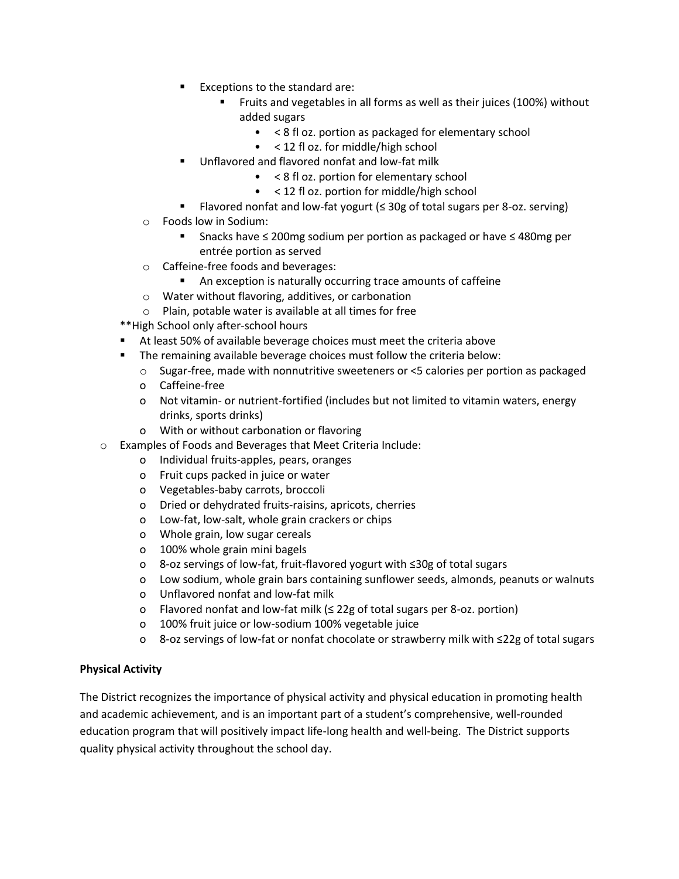- Exceptions to the standard are:
  - Fruits and vegetables in all forms as well as their juices (100%) without added sugars
    - < 8 fl oz. portion as packaged for elementary school
    - < 12 fl oz. for middle/high school
  - Unflavored and flavored nonfat and low-fat milk
    - < 8 fl oz. portion for elementary school
    - < 12 fl oz. portion for middle/high school
  - Flavored nonfat and low-fat yogurt (≤ 30g of total sugars per 8-oz. serving)
- Foods low in Sodium:
  - Snacks have ≤ 200mg sodium per portion as packaged or have ≤ 480mg per entrée portion as served
- Caffeine-free foods and beverages:
  - An exception is naturally occurring trace amounts of caffeine
- Water without flavoring, additives, or carbonation
- Plain, potable water is available at all times for free

**High School only after-school hours

- At least 50% of available beverage choices must meet the criteria above
- The remaining available beverage choices must follow the criteria below:
  - Sugar-free, made with nonnutritive sweeteners or <5 calories per portion as packaged
  - Caffeine-free
  - Not vitamin- or nutrient-fortified (includes but not limited to vitamin waters, energy drinks, sports drinks)
  - With or without carbonation or flavoring
- Examples of Foods and Beverages that Meet Criteria Include:
  - Individual fruits-apples, pears, oranges
  - Fruit cups packed in juice or water
  - Vegetables-baby carrots, broccoli
  - Dried or dehydrated fruits-raisins, apricots, cherries
  - Low-fat, low-salt, whole grain crackers or chips
  - Whole grain, low sugar cereals
  - 100% whole grain mini bagels
  - 8-oz servings of low-fat, fruit-flavored yogurt with ≤30g of total sugars
  - Low sodium, whole grain bars containing sunflower seeds, almonds, peanuts or walnuts
  - Unflavored nonfat and low-fat milk
  - Flavored nonfat and low-fat milk (≤ 22g of total sugars per 8-oz. portion)
  - 100% fruit juice or low-sodium 100% vegetable juice
  - 8-oz servings of low-fat or nonfat chocolate or strawberry milk with ≤22g of total sugars

**Physical Activity**

The District recognizes the importance of physical activity and physical education in promoting health and academic achievement, and is an important part of a student's comprehensive, well-rounded education program that will positively impact life-long health and well-being. The District supports quality physical activity throughout the school day.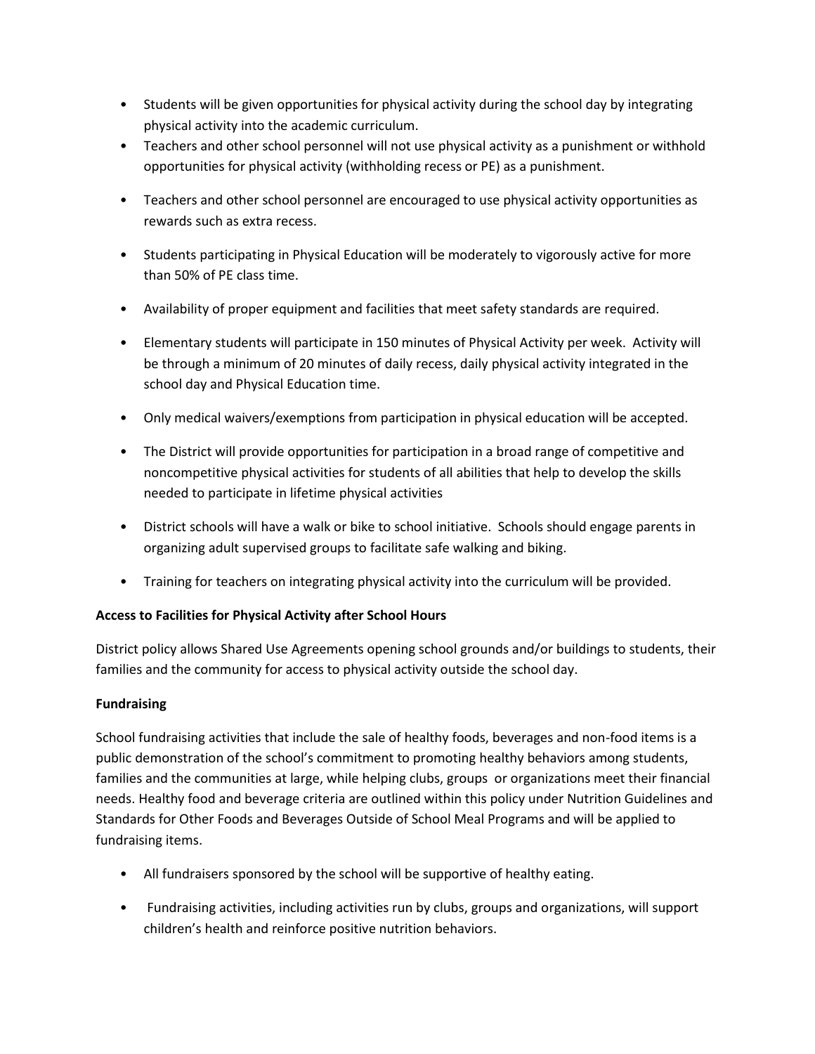- Students will be given opportunities for physical activity during the school day by integrating physical activity into the academic curriculum.
- Teachers and other school personnel will not use physical activity as a punishment or withhold opportunities for physical activity (withholding recess or PE) as a punishment.
- Teachers and other school personnel are encouraged to use physical activity opportunities as rewards such as extra recess.
- Students participating in Physical Education will be moderately to vigorously active for more than 50% of PE class time.
- Availability of proper equipment and facilities that meet safety standards are required.
- Elementary students will participate in 150 minutes of Physical Activity per week. Activity will be through a minimum of 20 minutes of daily recess, daily physical activity integrated in the school day and Physical Education time.
- Only medical waivers/exemptions from participation in physical education will be accepted.
- The District will provide opportunities for participation in a broad range of competitive and noncompetitive physical activities for students of all abilities that help to develop the skills needed to participate in lifetime physical activities
- District schools will have a walk or bike to school initiative. Schools should engage parents in organizing adult supervised groups to facilitate safe walking and biking.
- Training for teachers on integrating physical activity into the curriculum will be provided.

**Access to Facilities for Physical Activity after School Hours**

District policy allows Shared Use Agreements opening school grounds and/or buildings to students, their families and the community for access to physical activity outside the school day.

**Fundraising**

School fundraising activities that include the sale of healthy foods, beverages and non-food items is a public demonstration of the school's commitment to promoting healthy behaviors among students, families and the communities at large, while helping clubs, groups or organizations meet their financial needs. Healthy food and beverage criteria are outlined within this policy under Nutrition Guidelines and Standards for Other Foods and Beverages Outside of School Meal Programs and will be applied to fundraising items.

- All fundraisers sponsored by the school will be supportive of healthy eating.
- Fundraising activities, including activities run by clubs, groups and organizations, will support children's health and reinforce positive nutrition behaviors.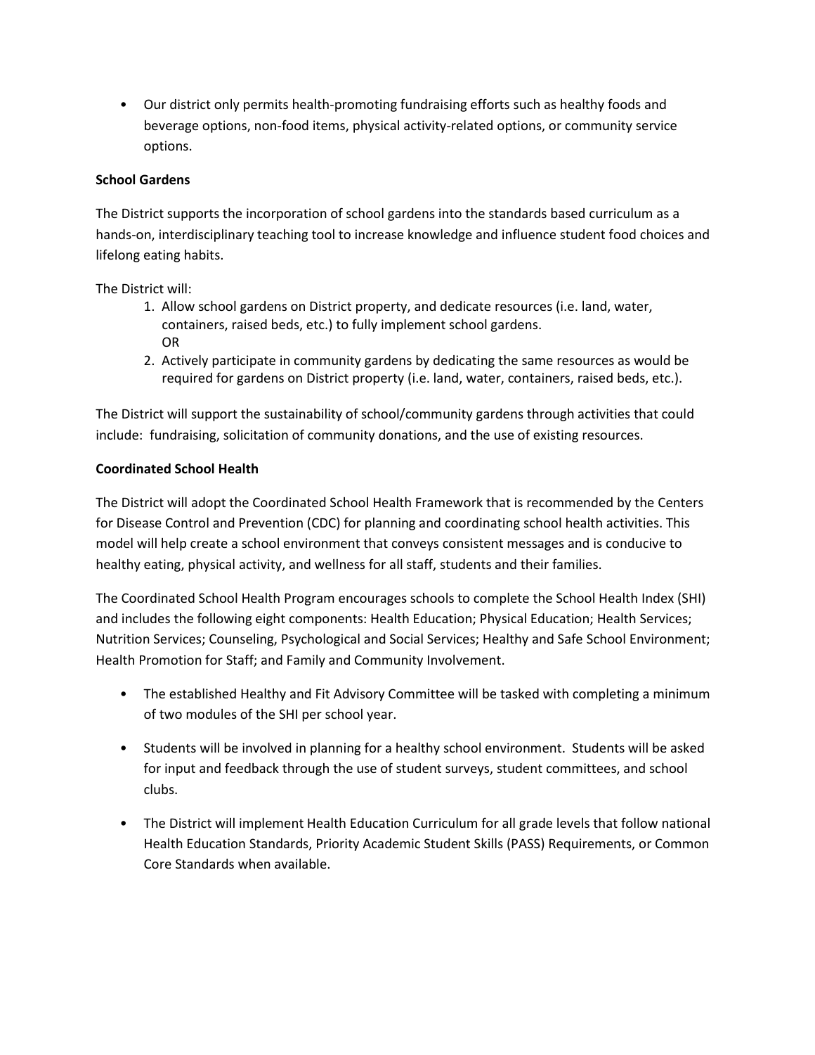- Our district only permits health-promoting fundraising efforts such as healthy foods and beverage options, non-food items, physical activity-related options, or community service options.

**School Gardens**

The District supports the incorporation of school gardens into the standards based curriculum as a hands-on, interdisciplinary teaching tool to increase knowledge and influence student food choices and lifelong eating habits.

The District will:

1. Allow school gardens on District property, and dedicate resources (i.e. land, water, containers, raised beds, etc.) to fully implement school gardens.
   OR
2. Actively participate in community gardens by dedicating the same resources as would be required for gardens on District property (i.e. land, water, containers, raised beds, etc.).

The District will support the sustainability of school/community gardens through activities that could include: fundraising, solicitation of community donations, and the use of existing resources.

**Coordinated School Health**

The District will adopt the Coordinated School Health Framework that is recommended by the Centers for Disease Control and Prevention (CDC) for planning and coordinating school health activities. This model will help create a school environment that conveys consistent messages and is conducive to healthy eating, physical activity, and wellness for all staff, students and their families.

The Coordinated School Health Program encourages schools to complete the School Health Index (SHI) and includes the following eight components: Health Education; Physical Education; Health Services; Nutrition Services; Counseling, Psychological and Social Services; Healthy and Safe School Environment; Health Promotion for Staff; and Family and Community Involvement.

- The established Healthy and Fit Advisory Committee will be tasked with completing a minimum of two modules of the SHI per school year.

- Students will be involved in planning for a healthy school environment. Students will be asked for input and feedback through the use of student surveys, student committees, and school clubs.

- The District will implement Health Education Curriculum for all grade levels that follow national Health Education Standards, Priority Academic Student Skills (PASS) Requirements, or Common Core Standards when available.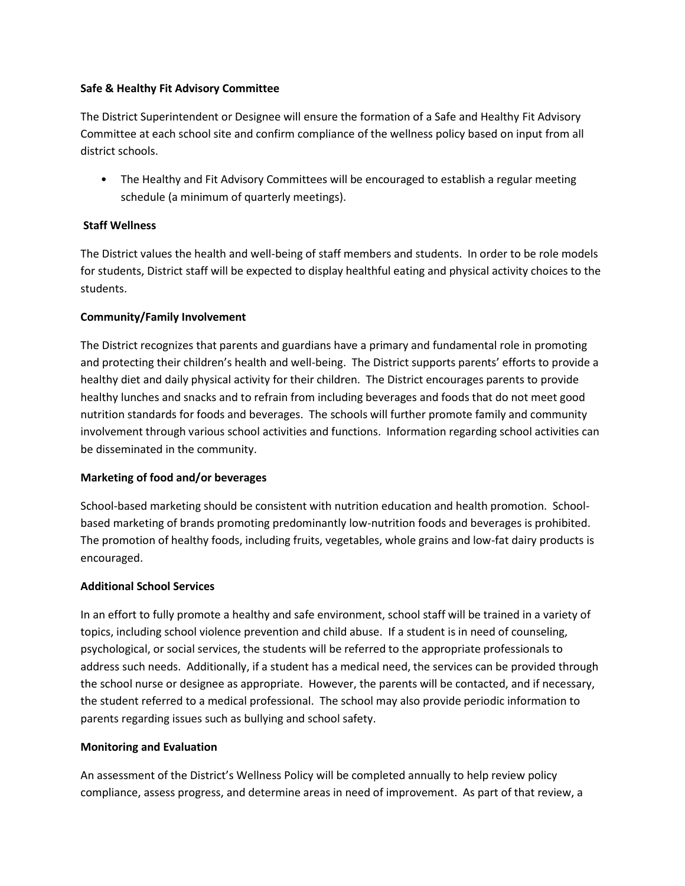**Safe & Healthy Fit Advisory Committee**

The District Superintendent or Designee will ensure the formation of a Safe and Healthy Fit Advisory Committee at each school site and confirm compliance of the wellness policy based on input from all district schools.

- The Healthy and Fit Advisory Committees will be encouraged to establish a regular meeting schedule (a minimum of quarterly meetings).

**Staff Wellness**

The District values the health and well-being of staff members and students. In order to be role models for students, District staff will be expected to display healthful eating and physical activity choices to the students.

**Community/Family Involvement**

The District recognizes that parents and guardians have a primary and fundamental role in promoting and protecting their children's health and well-being. The District supports parents' efforts to provide a healthy diet and daily physical activity for their children. The District encourages parents to provide healthy lunches and snacks and to refrain from including beverages and foods that do not meet good nutrition standards for foods and beverages. The schools will further promote family and community involvement through various school activities and functions. Information regarding school activities can be disseminated in the community.

**Marketing of food and/or beverages**

School-based marketing should be consistent with nutrition education and health promotion. School-based marketing of brands promoting predominantly low-nutrition foods and beverages is prohibited. The promotion of healthy foods, including fruits, vegetables, whole grains and low-fat dairy products is encouraged.

**Additional School Services**

In an effort to fully promote a healthy and safe environment, school staff will be trained in a variety of topics, including school violence prevention and child abuse. If a student is in need of counseling, psychological, or social services, the students will be referred to the appropriate professionals to address such needs. Additionally, if a student has a medical need, the services can be provided through the school nurse or designee as appropriate. However, the parents will be contacted, and if necessary, the student referred to a medical professional. The school may also provide periodic information to parents regarding issues such as bullying and school safety.

**Monitoring and Evaluation**

An assessment of the District's Wellness Policy will be completed annually to help review policy compliance, assess progress, and determine areas in need of improvement. As part of that review, a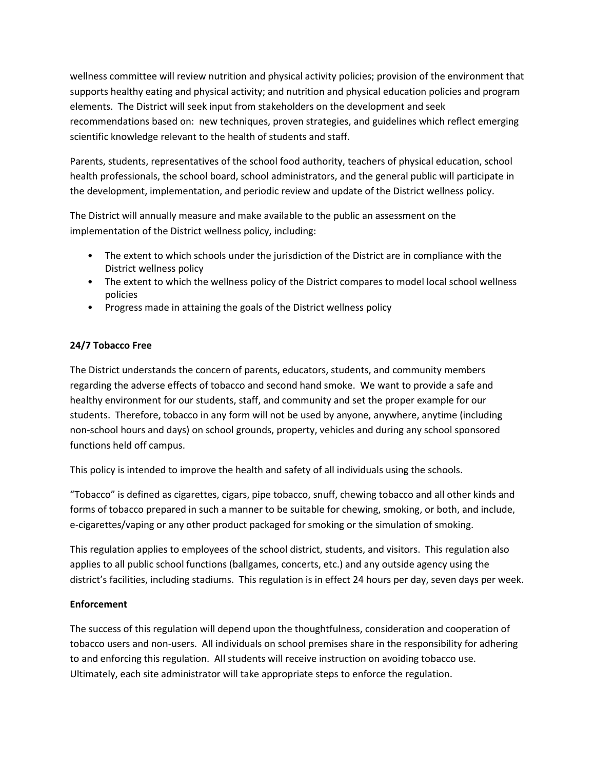wellness committee will review nutrition and physical activity policies; provision of the environment that supports healthy eating and physical activity; and nutrition and physical education policies and program elements. The District will seek input from stakeholders on the development and seek recommendations based on: new techniques, proven strategies, and guidelines which reflect emerging scientific knowledge relevant to the health of students and staff.

Parents, students, representatives of the school food authority, teachers of physical education, school health professionals, the school board, school administrators, and the general public will participate in the development, implementation, and periodic review and update of the District wellness policy.

The District will annually measure and make available to the public an assessment on the implementation of the District wellness policy, including:

- The extent to which schools under the jurisdiction of the District are in compliance with the District wellness policy
- The extent to which the wellness policy of the District compares to model local school wellness policies
- Progress made in attaining the goals of the District wellness policy

**24/7 Tobacco Free**

The District understands the concern of parents, educators, students, and community members regarding the adverse effects of tobacco and second hand smoke. We want to provide a safe and healthy environment for our students, staff, and community and set the proper example for our students. Therefore, tobacco in any form will not be used by anyone, anywhere, anytime (including non-school hours and days) on school grounds, property, vehicles and during any school sponsored functions held off campus.

This policy is intended to improve the health and safety of all individuals using the schools.

"Tobacco" is defined as cigarettes, cigars, pipe tobacco, snuff, chewing tobacco and all other kinds and forms of tobacco prepared in such a manner to be suitable for chewing, smoking, or both, and include, e-cigarettes/vaping or any other product packaged for smoking or the simulation of smoking.

This regulation applies to employees of the school district, students, and visitors. This regulation also applies to all public school functions (ballgames, concerts, etc.) and any outside agency using the district's facilities, including stadiums. This regulation is in effect 24 hours per day, seven days per week.

**Enforcement**

The success of this regulation will depend upon the thoughtfulness, consideration and cooperation of tobacco users and non-users. All individuals on school premises share in the responsibility for adhering to and enforcing this regulation. All students will receive instruction on avoiding tobacco use. Ultimately, each site administrator will take appropriate steps to enforce the regulation.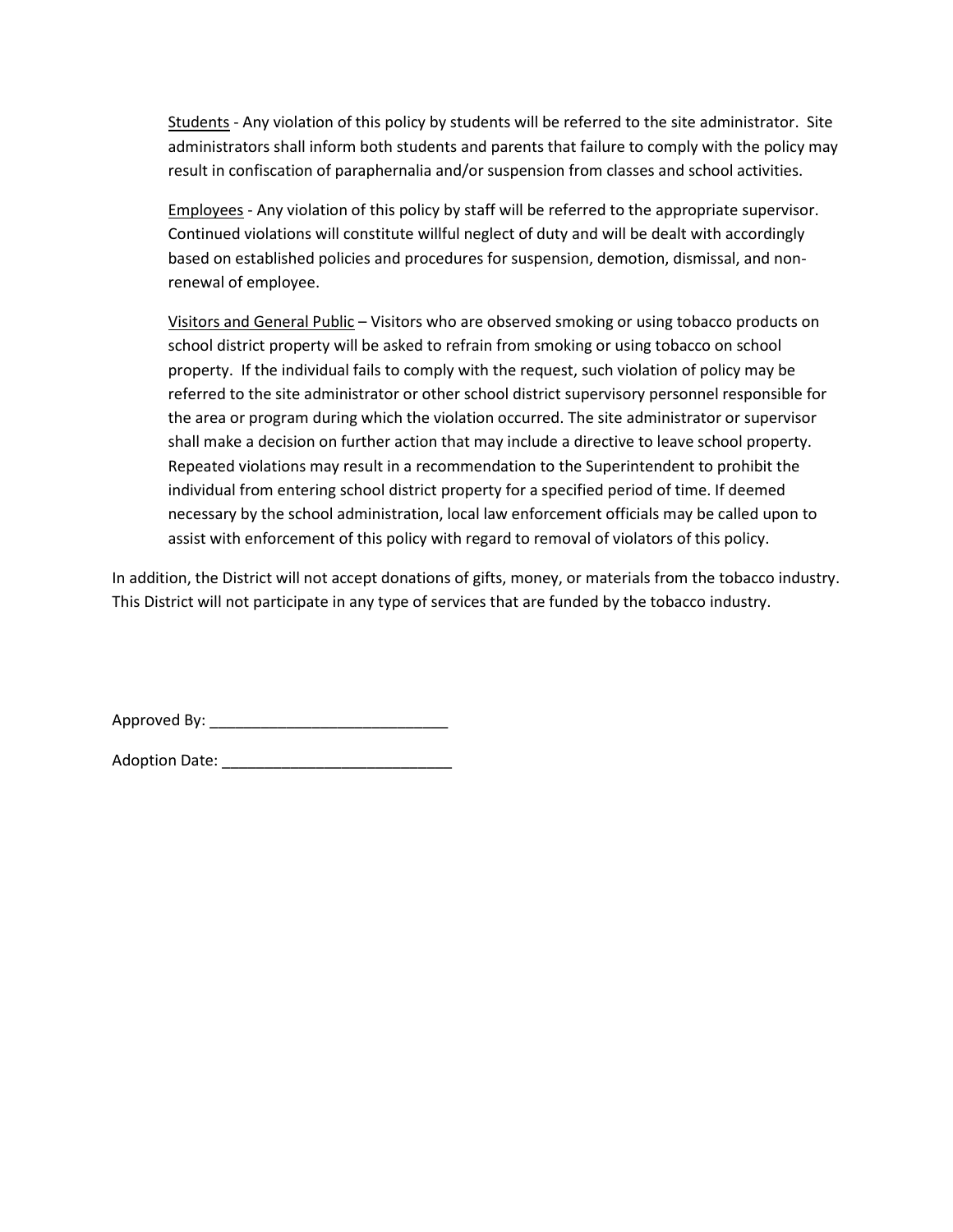Students - Any violation of this policy by students will be referred to the site administrator. Site administrators shall inform both students and parents that failure to comply with the policy may result in confiscation of paraphernalia and/or suspension from classes and school activities.

Employees - Any violation of this policy by staff will be referred to the appropriate supervisor. Continued violations will constitute willful neglect of duty and will be dealt with accordingly based on established policies and procedures for suspension, demotion, dismissal, and non-renewal of employee.

Visitors and General Public – Visitors who are observed smoking or using tobacco products on school district property will be asked to refrain from smoking or using tobacco on school property. If the individual fails to comply with the request, such violation of policy may be referred to the site administrator or other school district supervisory personnel responsible for the area or program during which the violation occurred. The site administrator or supervisor shall make a decision on further action that may include a directive to leave school property. Repeated violations may result in a recommendation to the Superintendent to prohibit the individual from entering school district property for a specified period of time. If deemed necessary by the school administration, local law enforcement officials may be called upon to assist with enforcement of this policy with regard to removal of violators of this policy.

In addition, the District will not accept donations of gifts, money, or materials from the tobacco industry. This District will not participate in any type of services that are funded by the tobacco industry.

Approved By: ____________________________

Adoption Date: ___________________________